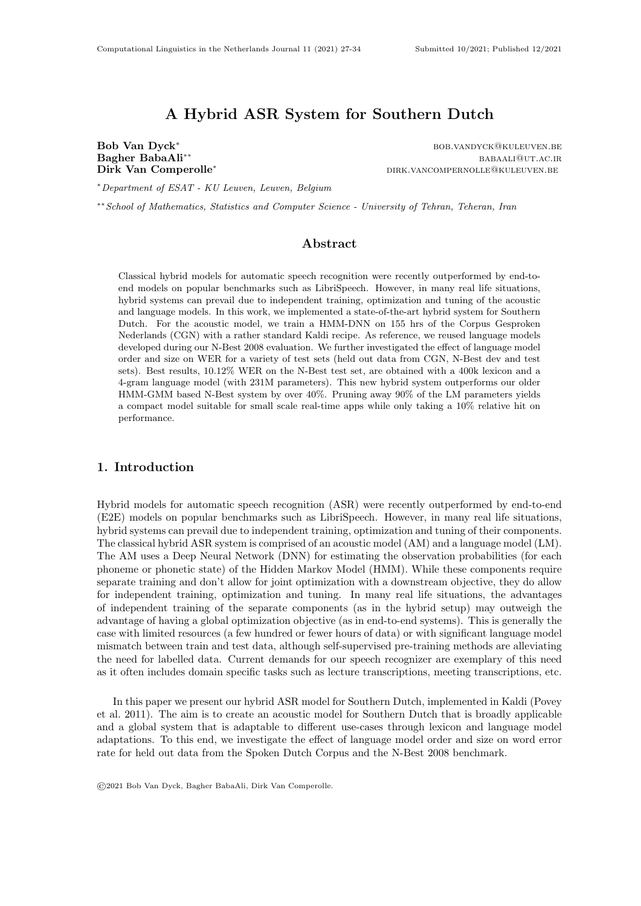# A Hybrid ASR System for Southern Dutch

**Bob Van Dyck*** BOB.VANDYCK@KULEUVEN.BE
**Bagher BabaAli**** BABAALI@UT.AC.IR
**Dirk Van Comperolle*** DIRK.VANCOMPERNOLLE@KULEUVEN.BE

*\*Department of ESAT - KU Leuven, Leuven, Belgium*

*\*\*School of Mathematics, Statistics and Computer Science - University of Tehran, Teheran, Iran*

## Abstract

Classical hybrid models for automatic speech recognition were recently outperformed by end-to-end models on popular benchmarks such as LibriSpeech. However, in many real life situations, hybrid systems can prevail due to independent training, optimization and tuning of the acoustic and language models. In this work, we implemented a state-of-the-art hybrid system for Southern Dutch. For the acoustic model, we train a HMM-DNN on 155 hrs of the Corpus Gesproken Nederlands (CGN) with a rather standard Kaldi recipe. As reference, we reused language models developed during our N-Best 2008 evaluation. We further investigated the effect of language model order and size on WER for a variety of test sets (held out data from CGN, N-Best dev and test sets). Best results, 10.12% WER on the N-Best test set, are obtained with a 400k lexicon and a 4-gram language model (with 231M parameters). This new hybrid system outperforms our older HMM-GMM based N-Best system by over 40%. Pruning away 90% of the LM parameters yields a compact model suitable for small scale real-time apps while only taking a 10% relative hit on performance.

## 1. Introduction

Hybrid models for automatic speech recognition (ASR) were recently outperformed by end-to-end (E2E) models on popular benchmarks such as LibriSpeech. However, in many real life situations, hybrid systems can prevail due to independent training, optimization and tuning of their components. The classical hybrid ASR system is comprised of an acoustic model (AM) and a language model (LM). The AM uses a Deep Neural Network (DNN) for estimating the observation probabilities (for each phoneme or phonetic state) of the Hidden Markov Model (HMM). While these components require separate training and don't allow for joint optimization with a downstream objective, they do allow for independent training, optimization and tuning. In many real life situations, the advantages of independent training of the separate components (as in the hybrid setup) may outweigh the advantage of having a global optimization objective (as in end-to-end systems). This is generally the case with limited resources (a few hundred or fewer hours of data) or with significant language model mismatch between train and test data, although self-supervised pre-training methods are alleviating the need for labelled data. Current demands for our speech recognizer are exemplary of this need as it often includes domain specific tasks such as lecture transcriptions, meeting transcriptions, etc.

In this paper we present our hybrid ASR model for Southern Dutch, implemented in Kaldi (Povey et al. 2011). The aim is to create an acoustic model for Southern Dutch that is broadly applicable and a global system that is adaptable to different use-cases through lexicon and language model adaptations. To this end, we investigate the effect of language model order and size on word error rate for held out data from the Spoken Dutch Corpus and the N-Best 2008 benchmark.

©2021 Bob Van Dyck, Bagher BabaAli, Dirk Van Comperolle.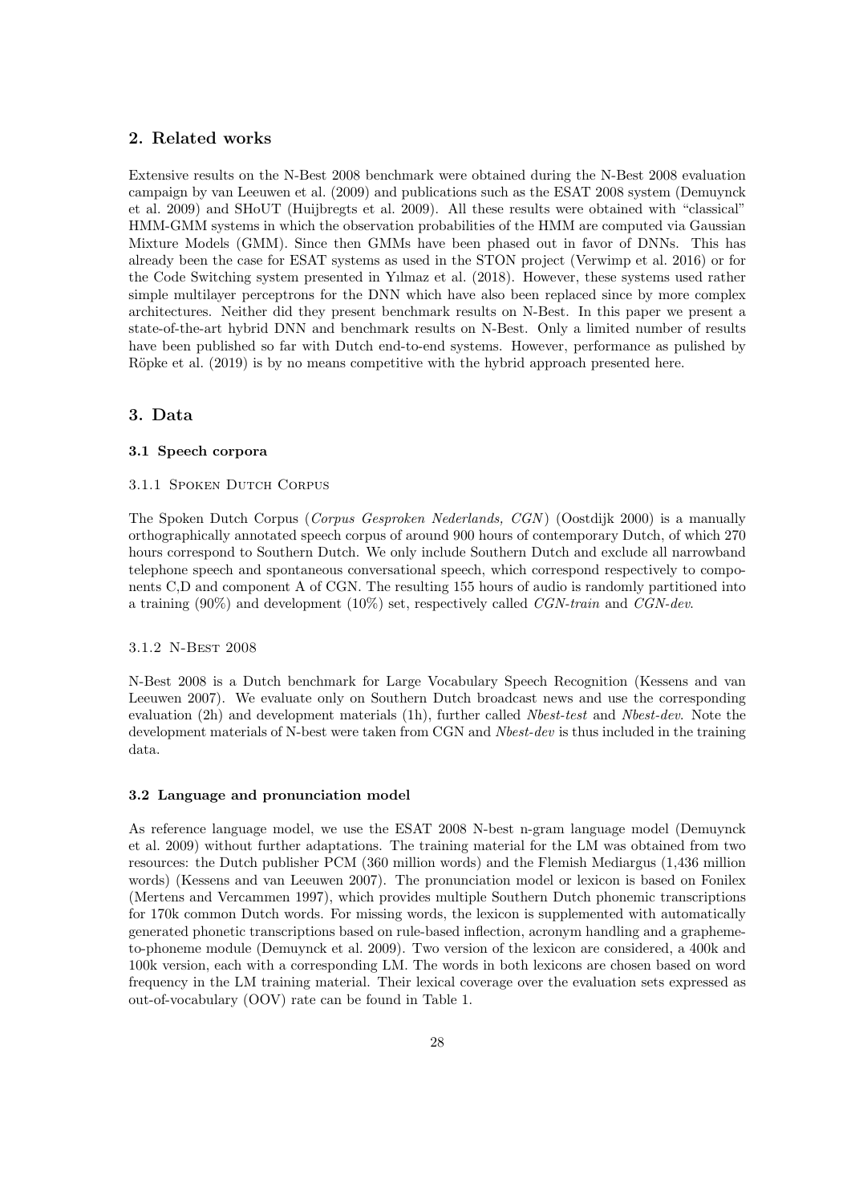## 2. Related works

Extensive results on the N-Best 2008 benchmark were obtained during the N-Best 2008 evaluation campaign by van Leeuwen et al. (2009) and publications such as the ESAT 2008 system (Demuynck et al. 2009) and SHoUT (Huijbregts et al. 2009). All these results were obtained with "classical" HMM-GMM systems in which the observation probabilities of the HMM are computed via Gaussian Mixture Models (GMM). Since then GMMs have been phased out in favor of DNNs. This has already been the case for ESAT systems as used in the STON project (Verwimp et al. 2016) or for the Code Switching system presented in Yılmaz et al. (2018). However, these systems used rather simple multilayer perceptrons for the DNN which have also been replaced since by more complex architectures. Neither did they present benchmark results on N-Best. In this paper we present a state-of-the-art hybrid DNN and benchmark results on N-Best. Only a limited number of results have been published so far with Dutch end-to-end systems. However, performance as pulished by Röpke et al. (2019) is by no means competitive with the hybrid approach presented here.

## 3. Data

### 3.1 Speech corpora

#### 3.1.1 Spoken Dutch Corpus

The Spoken Dutch Corpus (*Corpus Gesproken Nederlands, CGN*) (Oostdijk 2000) is a manually orthographically annotated speech corpus of around 900 hours of contemporary Dutch, of which 270 hours correspond to Southern Dutch. We only include Southern Dutch and exclude all narrowband telephone speech and spontaneous conversational speech, which correspond respectively to components C,D and component A of CGN. The resulting 155 hours of audio is randomly partitioned into a training (90%) and development (10%) set, respectively called *CGN-train* and *CGN-dev*.

#### 3.1.2 N-Best 2008

N-Best 2008 is a Dutch benchmark for Large Vocabulary Speech Recognition (Kessens and van Leeuwen 2007). We evaluate only on Southern Dutch broadcast news and use the corresponding evaluation (2h) and development materials (1h), further called *Nbest-test* and *Nbest-dev*. Note the development materials of N-best were taken from CGN and *Nbest-dev* is thus included in the training data.

### 3.2 Language and pronunciation model

As reference language model, we use the ESAT 2008 N-best n-gram language model (Demuynck et al. 2009) without further adaptations. The training material for the LM was obtained from two resources: the Dutch publisher PCM (360 million words) and the Flemish Mediargus (1,436 million words) (Kessens and van Leeuwen 2007). The pronunciation model or lexicon is based on Fonilex (Mertens and Vercammen 1997), which provides multiple Southern Dutch phonemic transcriptions for 170k common Dutch words. For missing words, the lexicon is supplemented with automatically generated phonetic transcriptions based on rule-based inflection, acronym handling and a grapheme-to-phoneme module (Demuynck et al. 2009). Two version of the lexicon are considered, a 400k and 100k version, each with a corresponding LM. The words in both lexicons are chosen based on word frequency in the LM training material. Their lexical coverage over the evaluation sets expressed as out-of-vocabulary (OOV) rate can be found in Table 1.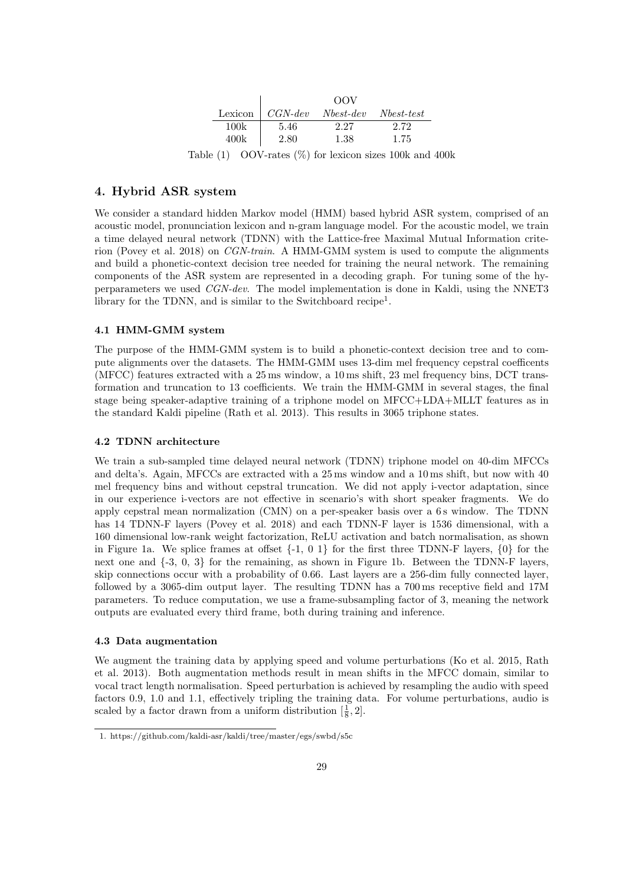| | OOV | | |
|---|---|---|---|
| Lexicon | *CGN-dev* | *Nbest-dev* | *Nbest-test* |
| 100k | 5.46 | 2.27 | 2.72 |
| 400k | 2.80 | 1.38 | 1.75 |

Table (1) OOV-rates (%) for lexicon sizes 100k and 400k

## 4. Hybrid ASR system

We consider a standard hidden Markov model (HMM) based hybrid ASR system, comprised of an acoustic model, pronunciation lexicon and n-gram language model. For the acoustic model, we train a time delayed neural network (TDNN) with the Lattice-free Maximal Mutual Information criterion (Povey et al. 2018) on *CGN-train*. A HMM-GMM system is used to compute the alignments and build a phonetic-context decision tree needed for training the neural network. The remaining components of the ASR system are represented in a decoding graph. For tuning some of the hyperparameters we used *CGN-dev*. The model implementation is done in Kaldi, using the NNET3 library for the TDNN, and is similar to the Switchboard recipe[1].

### 4.1 HMM-GMM system

The purpose of the HMM-GMM system is to build a phonetic-context decision tree and to compute alignments over the datasets. The HMM-GMM uses 13-dim mel frequency cepstral coefficents (MFCC) features extracted with a 25 ms window, a 10 ms shift, 23 mel frequency bins, DCT transformation and truncation to 13 coefficients. We train the HMM-GMM in several stages, the final stage being speaker-adaptive training of a triphone model on MFCC+LDA+MLLT features as in the standard Kaldi pipeline (Rath et al. 2013). This results in 3065 triphone states.

### 4.2 TDNN architecture

We train a sub-sampled time delayed neural network (TDNN) triphone model on 40-dim MFCCs and delta's. Again, MFCCs are extracted with a 25 ms window and a 10 ms shift, but now with 40 mel frequency bins and without cepstral truncation. We did not apply i-vector adaptation, since in our experience i-vectors are not effective in scenario's with short speaker fragments. We do apply cepstral mean normalization (CMN) on a per-speaker basis over a 6 s window. The TDNN has 14 TDNN-F layers (Povey et al. 2018) and each TDNN-F layer is 1536 dimensional, with a 160 dimensional low-rank weight factorization, ReLU activation and batch normalisation, as shown in Figure 1a. We splice frames at offset {-1, 0 1} for the first three TDNN-F layers, {0} for the next one and {-3, 0, 3} for the remaining, as shown in Figure 1b. Between the TDNN-F layers, skip connections occur with a probability of 0.66. Last layers are a 256-dim fully connected layer, followed by a 3065-dim output layer. The resulting TDNN has a 700 ms receptive field and 17M parameters. To reduce computation, we use a frame-subsampling factor of 3, meaning the network outputs are evaluated every third frame, both during training and inference.

### 4.3 Data augmentation

We augment the training data by applying speed and volume perturbations (Ko et al. 2015, Rath et al. 2013). Both augmentation methods result in mean shifts in the MFCC domain, similar to vocal tract length normalisation. Speed perturbation is achieved by resampling the audio with speed factors 0.9, 1.0 and 1.1, effectively tripling the training data. For volume perturbations, audio is scaled by a factor drawn from a uniform distribution $[\frac{1}{8}, 2]$.

1. https://github.com/kaldi-asr/kaldi/tree/master/egs/swbd/s5c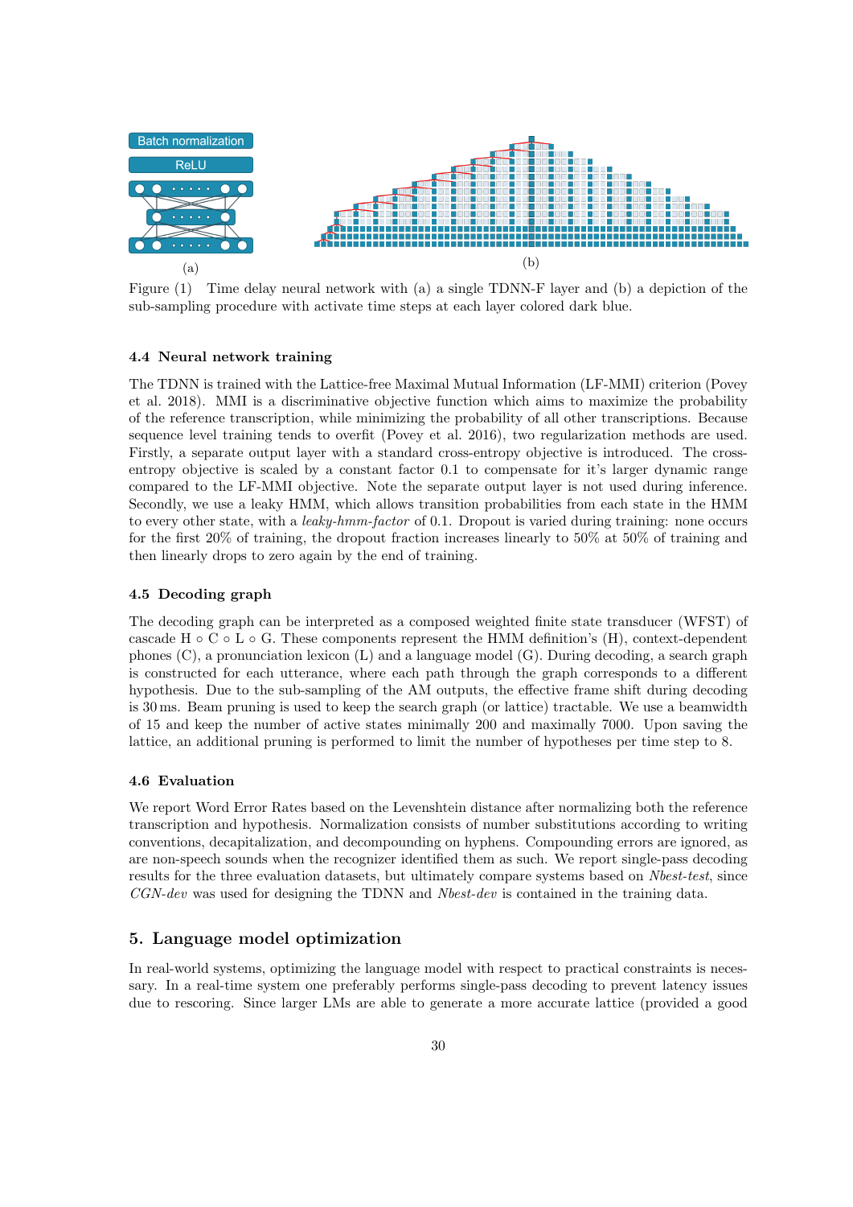Figure (1) Time delay neural network with (a) a single TDNN-F layer and (b) a depiction of the sub-sampling procedure with activate time steps at each layer colored dark blue.

### 4.4 Neural network training

The TDNN is trained with the Lattice-free Maximal Mutual Information (LF-MMI) criterion (Povey et al. 2018). MMI is a discriminative objective function which aims to maximize the probability of the reference transcription, while minimizing the probability of all other transcriptions. Because sequence level training tends to overfit (Povey et al. 2016), two regularization methods are used. Firstly, a separate output layer with a standard cross-entropy objective is introduced. The cross-entropy objective is scaled by a constant factor 0.1 to compensate for it's larger dynamic range compared to the LF-MMI objective. Note the separate output layer is not used during inference. Secondly, we use a leaky HMM, which allows transition probabilities from each state in the HMM to every other state, with a *leaky-hmm-factor* of 0.1. Dropout is varied during training: none occurs for the first 20% of training, the dropout fraction increases linearly to 50% at 50% of training and then linearly drops to zero again by the end of training.

### 4.5 Decoding graph

The decoding graph can be interpreted as a composed weighted finite state transducer (WFST) of cascade H ∘ C ∘ L ∘ G. These components represent the HMM definition's (H), context-dependent phones (C), a pronunciation lexicon (L) and a language model (G). During decoding, a search graph is constructed for each utterance, where each path through the graph corresponds to a different hypothesis. Due to the sub-sampling of the AM outputs, the effective frame shift during decoding is 30 ms. Beam pruning is used to keep the search graph (or lattice) tractable. We use a beamwidth of 15 and keep the number of active states minimally 200 and maximally 7000. Upon saving the lattice, an additional pruning is performed to limit the number of hypotheses per time step to 8.

### 4.6 Evaluation

We report Word Error Rates based on the Levenshtein distance after normalizing both the reference transcription and hypothesis. Normalization consists of number substitutions according to writing conventions, decapitalization, and decompounding on hyphens. Compounding errors are ignored, as are non-speech sounds when the recognizer identified them as such. We report single-pass decoding results for the three evaluation datasets, but ultimately compare systems based on *Nbest-test*, since *CGN-dev* was used for designing the TDNN and *Nbest-dev* is contained in the training data.

## 5. Language model optimization

In real-world systems, optimizing the language model with respect to practical constraints is necessary. In a real-time system one preferably performs single-pass decoding to prevent latency issues due to rescoring. Since larger LMs are able to generate a more accurate lattice (provided a good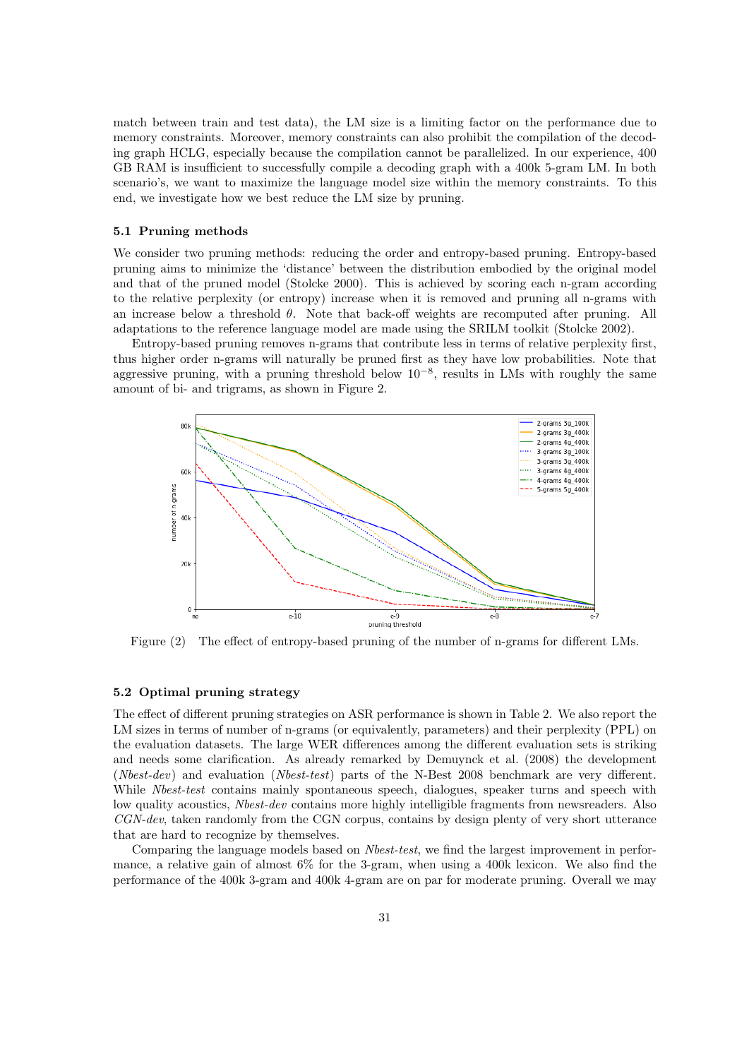match between train and test data), the LM size is a limiting factor on the performance due to memory constraints. Moreover, memory constraints can also prohibit the compilation of the decoding graph HCLG, especially because the compilation cannot be parallelized. In our experience, 400 GB RAM is insufficient to successfully compile a decoding graph with a 400k 5-gram LM. In both scenario's, we want to maximize the language model size within the memory constraints. To this end, we investigate how we best reduce the LM size by pruning.

### 5.1 Pruning methods

We consider two pruning methods: reducing the order and entropy-based pruning. Entropy-based pruning aims to minimize the 'distance' between the distribution embodied by the original model and that of the pruned model (Stolcke 2000). This is achieved by scoring each n-gram according to the relative perplexity (or entropy) increase when it is removed and pruning all n-grams with an increase below a threshold $\theta$. Note that back-off weights are recomputed after pruning. All adaptations to the reference language model are made using the SRILM toolkit (Stolcke 2002).

Entropy-based pruning removes n-grams that contribute less in terms of relative perplexity first, thus higher order n-grams will naturally be pruned first as they have low probabilities. Note that aggressive pruning, with a pruning threshold below $10^{-8}$, results in LMs with roughly the same amount of bi- and trigrams, as shown in Figure 2.

Figure (2) The effect of entropy-based pruning of the number of n-grams for different LMs.

### 5.2 Optimal pruning strategy

The effect of different pruning strategies on ASR performance is shown in Table 2. We also report the LM sizes in terms of number of n-grams (or equivalently, parameters) and their perplexity (PPL) on the evaluation datasets. The large WER differences among the different evaluation sets is striking and needs some clarification. As already remarked by Demuynck et al. (2008) the development (*Nbest-dev*) and evaluation (*Nbest-test*) parts of the N-Best 2008 benchmark are very different. While *Nbest-test* contains mainly spontaneous speech, dialogues, speaker turns and speech with low quality acoustics, *Nbest-dev* contains more highly intelligible fragments from newsreaders. Also *CGN-dev*, taken randomly from the CGN corpus, contains by design plenty of very short utterance that are hard to recognize by themselves.

Comparing the language models based on *Nbest-test*, we find the largest improvement in performance, a relative gain of almost 6% for the 3-gram, when using a 400k lexicon. We also find the performance of the 400k 3-gram and 400k 4-gram are on par for moderate pruning. Overall we may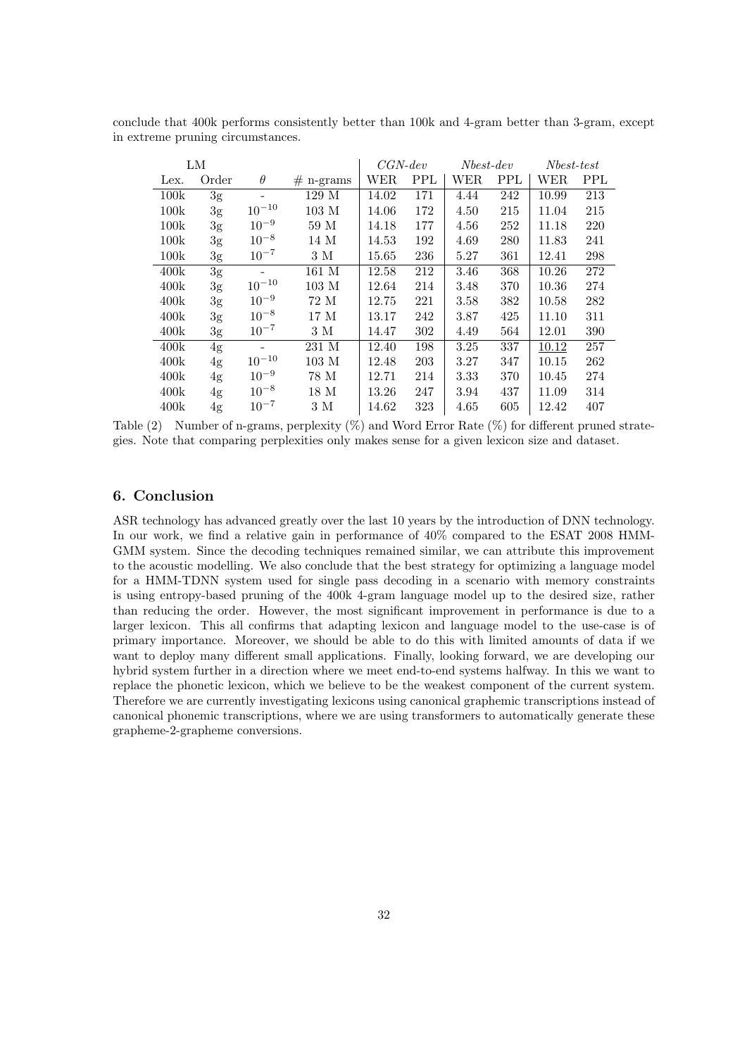conclude that 400k performs consistently better than 100k and 4-gram better than 3-gram, except in extreme pruning circumstances.

| LM | | | | *CGN-dev* | | *Nbest-dev* | | *Nbest-test* | |
|---|---|---|---|---|---|---|---|---|---|
| Lex. | Order | $\theta$ | # n-grams | WER | PPL | WER | PPL | WER | PPL |
| 100k | 3g | - | 129 M | 14.02 | 171 | 4.44 | 242 | 10.99 | 213 |
| 100k | 3g | $10^{-10}$ | 103 M | 14.06 | 172 | 4.50 | 215 | 11.04 | 215 |
| 100k | 3g | $10^{-9}$ | 59 M | 14.18 | 177 | 4.56 | 252 | 11.18 | 220 |
| 100k | 3g | $10^{-8}$ | 14 M | 14.53 | 192 | 4.69 | 280 | 11.83 | 241 |
| 100k | 3g | $10^{-7}$ | 3 M | 15.65 | 236 | 5.27 | 361 | 12.41 | 298 |
| 400k | 3g | - | 161 M | 12.58 | 212 | 3.46 | 368 | 10.26 | 272 |
| 400k | 3g | $10^{-10}$ | 103 M | 12.64 | 214 | 3.48 | 370 | 10.36 | 274 |
| 400k | 3g | $10^{-9}$ | 72 M | 12.75 | 221 | 3.58 | 382 | 10.58 | 282 |
| 400k | 3g | $10^{-8}$ | 17 M | 13.17 | 242 | 3.87 | 425 | 11.10 | 311 |
| 400k | 3g | $10^{-7}$ | 3 M | 14.47 | 302 | 4.49 | 564 | 12.01 | 390 |
| 400k | 4g | - | 231 M | 12.40 | 198 | 3.25 | 337 | 10.12 | 257 |
| 400k | 4g | $10^{-10}$ | 103 M | 12.48 | 203 | 3.27 | 347 | 10.15 | 262 |
| 400k | 4g | $10^{-9}$ | 78 M | 12.71 | 214 | 3.33 | 370 | 10.45 | 274 |
| 400k | 4g | $10^{-8}$ | 18 M | 13.26 | 247 | 3.94 | 437 | 11.09 | 314 |
| 400k | 4g | $10^{-7}$ | 3 M | 14.62 | 323 | 4.65 | 605 | 12.42 | 407 |

Table (2) Number of n-grams, perplexity (%) and Word Error Rate (%) for different pruned strategies. Note that comparing perplexities only makes sense for a given lexicon size and dataset.

## 6. Conclusion

ASR technology has advanced greatly over the last 10 years by the introduction of DNN technology. In our work, we find a relative gain in performance of 40% compared to the ESAT 2008 HMM-GMM system. Since the decoding techniques remained similar, we can attribute this improvement to the acoustic modelling. We also conclude that the best strategy for optimizing a language model for a HMM-TDNN system used for single pass decoding in a scenario with memory constraints is using entropy-based pruning of the 400k 4-gram language model up to the desired size, rather than reducing the order. However, the most significant improvement in performance is due to a larger lexicon. This all confirms that adapting lexicon and language model to the use-case is of primary importance. Moreover, we should be able to do this with limited amounts of data if we want to deploy many different small applications. Finally, looking forward, we are developing our hybrid system further in a direction where we meet end-to-end systems halfway. In this we want to replace the phonetic lexicon, which we believe to be the weakest component of the current system. Therefore we are currently investigating lexicons using canonical graphemic transcriptions instead of canonical phonemic transcriptions, where we are using transformers to automatically generate these grapheme-2-grapheme conversions.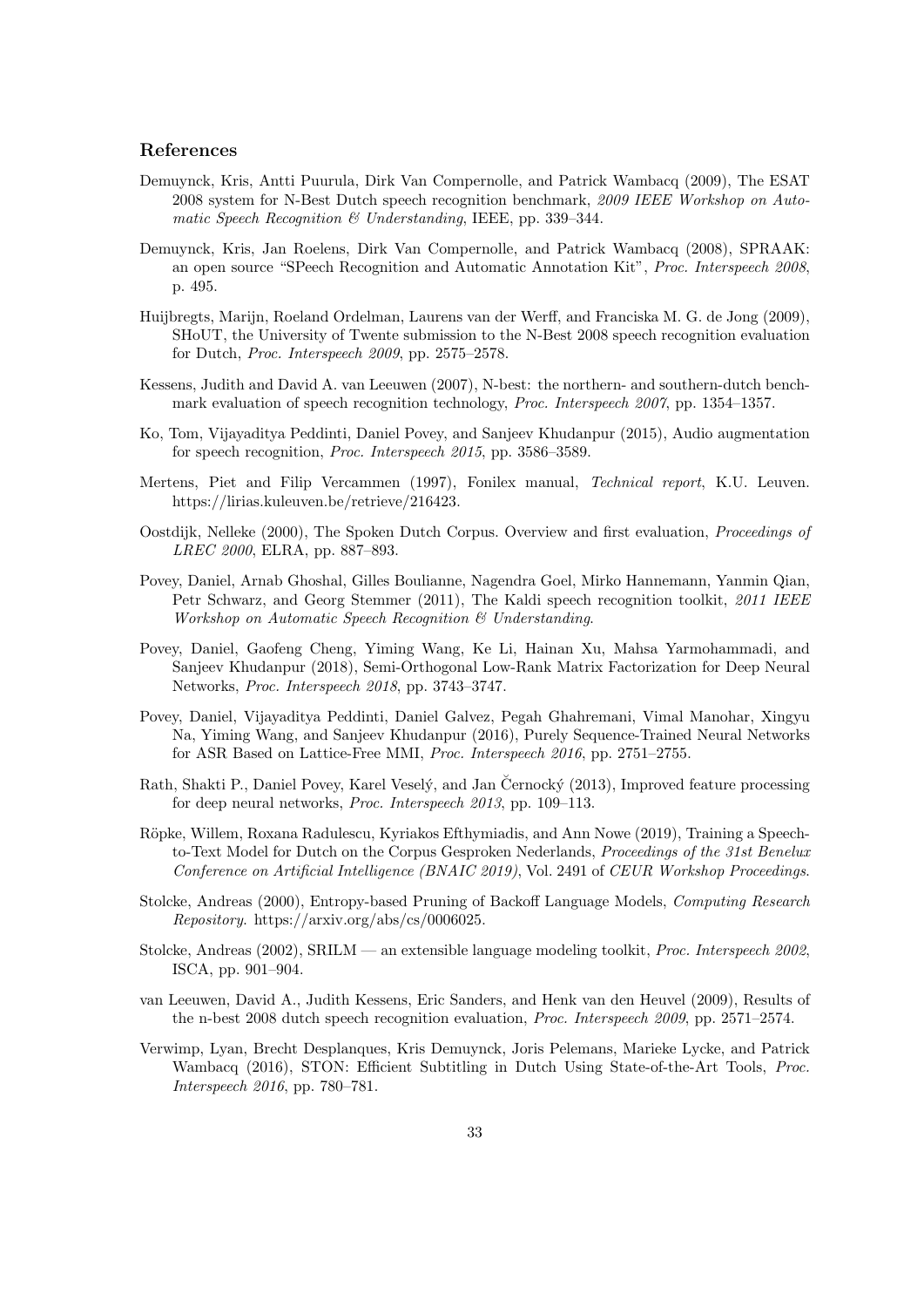## References

Demuynck, Kris, Antti Puurula, Dirk Van Compernolle, and Patrick Wambacq (2009), The ESAT 2008 system for N-Best Dutch speech recognition benchmark, *2009 IEEE Workshop on Automatic Speech Recognition & Understanding*, IEEE, pp. 339–344.

Demuynck, Kris, Jan Roelens, Dirk Van Compernolle, and Patrick Wambacq (2008), SPRAAK: an open source "SPeech Recognition and Automatic Annotation Kit", *Proc. Interspeech 2008*, p. 495.

Huijbregts, Marijn, Roeland Ordelman, Laurens van der Werff, and Franciska M. G. de Jong (2009), SHoUT, the University of Twente submission to the N-Best 2008 speech recognition evaluation for Dutch, *Proc. Interspeech 2009*, pp. 2575–2578.

Kessens, Judith and David A. van Leeuwen (2007), N-best: the northern- and southern-dutch benchmark evaluation of speech recognition technology, *Proc. Interspeech 2007*, pp. 1354–1357.

Ko, Tom, Vijayaditya Peddinti, Daniel Povey, and Sanjeev Khudanpur (2015), Audio augmentation for speech recognition, *Proc. Interspeech 2015*, pp. 3586–3589.

Mertens, Piet and Filip Vercammen (1997), Fonilex manual, *Technical report*, K.U. Leuven. https://lirias.kuleuven.be/retrieve/216423.

Oostdijk, Nelleke (2000), The Spoken Dutch Corpus. Overview and first evaluation, *Proceedings of LREC 2000*, ELRA, pp. 887–893.

Povey, Daniel, Arnab Ghoshal, Gilles Boulianne, Nagendra Goel, Mirko Hannemann, Yanmin Qian, Petr Schwarz, and Georg Stemmer (2011), The Kaldi speech recognition toolkit, *2011 IEEE Workshop on Automatic Speech Recognition & Understanding*.

Povey, Daniel, Gaofeng Cheng, Yiming Wang, Ke Li, Hainan Xu, Mahsa Yarmohammadi, and Sanjeev Khudanpur (2018), Semi-Orthogonal Low-Rank Matrix Factorization for Deep Neural Networks, *Proc. Interspeech 2018*, pp. 3743–3747.

Povey, Daniel, Vijayaditya Peddinti, Daniel Galvez, Pegah Ghahremani, Vimal Manohar, Xingyu Na, Yiming Wang, and Sanjeev Khudanpur (2016), Purely Sequence-Trained Neural Networks for ASR Based on Lattice-Free MMI, *Proc. Interspeech 2016*, pp. 2751–2755.

Rath, Shakti P., Daniel Povey, Karel Veselý, and Jan Černocký (2013), Improved feature processing for deep neural networks, *Proc. Interspeech 2013*, pp. 109–113.

Röpke, Willem, Roxana Radulescu, Kyriakos Efthymiadis, and Ann Nowe (2019), Training a Speech-to-Text Model for Dutch on the Corpus Gesproken Nederlands, *Proceedings of the 31st Benelux Conference on Artificial Intelligence (BNAIC 2019)*, Vol. 2491 of *CEUR Workshop Proceedings*.

Stolcke, Andreas (2000), Entropy-based Pruning of Backoff Language Models, *Computing Research Repository*. https://arxiv.org/abs/cs/0006025.

Stolcke, Andreas (2002), SRILM — an extensible language modeling toolkit, *Proc. Interspeech 2002*, ISCA, pp. 901–904.

van Leeuwen, David A., Judith Kessens, Eric Sanders, and Henk van den Heuvel (2009), Results of the n-best 2008 dutch speech recognition evaluation, *Proc. Interspeech 2009*, pp. 2571–2574.

Verwimp, Lyan, Brecht Desplanques, Kris Demuynck, Joris Pelemans, Marieke Lycke, and Patrick Wambacq (2016), STON: Efficient Subtitling in Dutch Using State-of-the-Art Tools, *Proc. Interspeech 2016*, pp. 780–781.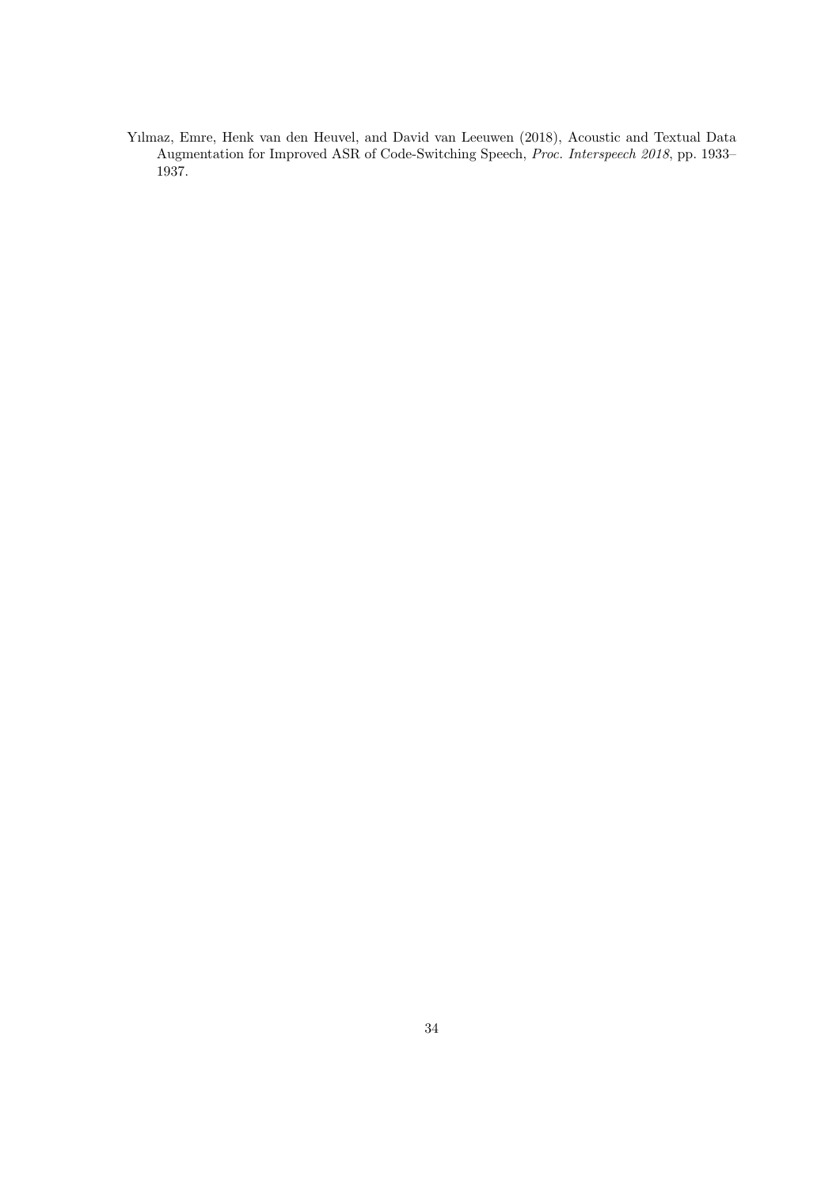Yılmaz, Emre, Henk van den Heuvel, and David van Leeuwen (2018), Acoustic and Textual Data Augmentation for Improved ASR of Code-Switching Speech, *Proc. Interspeech 2018*, pp. 1933–1937.